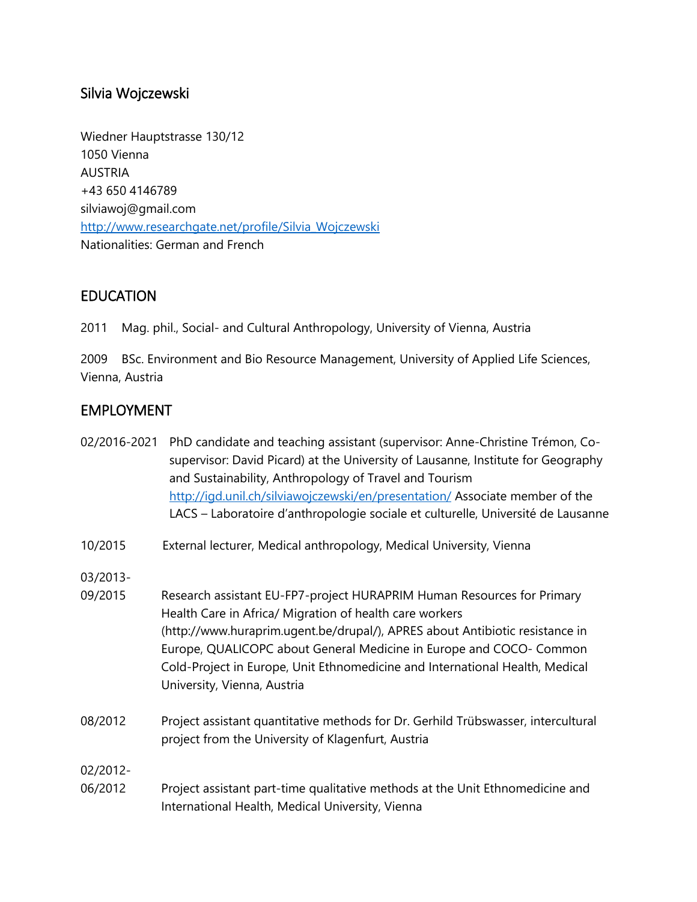# Silvia Wojczewski

Wiedner Hauptstrasse 130/12
1050 Vienna
AUSTRIA
+43 650 4146789
silviawoj@gmail.com
http://www.researchgate.net/profile/Silvia_Wojczewski
Nationalities: German and French

## EDUCATION

2011 Mag. phil., Social- and Cultural Anthropology, University of Vienna, Austria

2009 BSc. Environment and Bio Resource Management, University of Applied Life Sciences, Vienna, Austria

## EMPLOYMENT

02/2016-2021 PhD candidate and teaching assistant (supervisor: Anne-Christine Trémon, Co-supervisor: David Picard) at the University of Lausanne, Institute for Geography and Sustainability, Anthropology of Travel and Tourism http://igd.unil.ch/silviawojczewski/en/presentation/ Associate member of the LACS – Laboratoire d'anthropologie sociale et culturelle, Université de Lausanne

10/2015 External lecturer, Medical anthropology, Medical University, Vienna

03/2013-09/2015 Research assistant EU-FP7-project HURAPRIM Human Resources for Primary Health Care in Africa/ Migration of health care workers (http://www.huraprim.ugent.be/drupal/), APRES about Antibiotic resistance in Europe, QUALICOPC about General Medicine in Europe and COCO- Common Cold-Project in Europe, Unit Ethnomedicine and International Health, Medical University, Vienna, Austria

08/2012 Project assistant quantitative methods for Dr. Gerhild Trübswasser, intercultural project from the University of Klagenfurt, Austria

02/2012-06/2012 Project assistant part-time qualitative methods at the Unit Ethnomedicine and International Health, Medical University, Vienna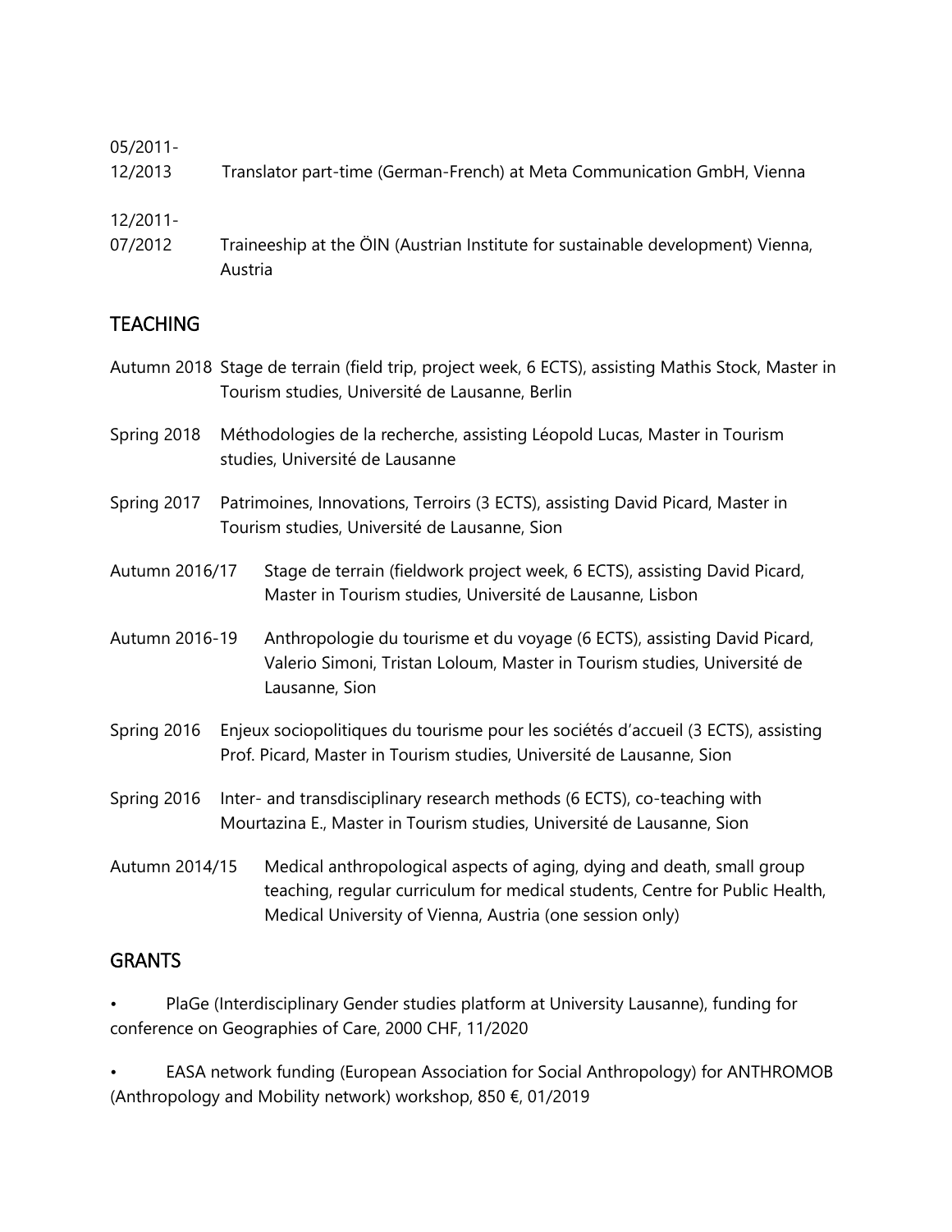05/2011-
12/2013 Translator part-time (German-French) at Meta Communication GmbH, Vienna

12/2011-
07/2012 Traineeship at the ÖIN (Austrian Institute for sustainable development) Vienna, Austria

## TEACHING

Autumn 2018 Stage de terrain (field trip, project week, 6 ECTS), assisting Mathis Stock, Master in Tourism studies, Université de Lausanne, Berlin

Spring 2018 Méthodologies de la recherche, assisting Léopold Lucas, Master in Tourism studies, Université de Lausanne

Spring 2017 Patrimoines, Innovations, Terroirs (3 ECTS), assisting David Picard, Master in Tourism studies, Université de Lausanne, Sion

Autumn 2016/17 Stage de terrain (fieldwork project week, 6 ECTS), assisting David Picard, Master in Tourism studies, Université de Lausanne, Lisbon

Autumn 2016-19 Anthropologie du tourisme et du voyage (6 ECTS), assisting David Picard, Valerio Simoni, Tristan Loloum, Master in Tourism studies, Université de Lausanne, Sion

Spring 2016 Enjeux sociopolitiques du tourisme pour les sociétés d'accueil (3 ECTS), assisting Prof. Picard, Master in Tourism studies, Université de Lausanne, Sion

Spring 2016 Inter- and transdisciplinary research methods (6 ECTS), co-teaching with Mourtazina E., Master in Tourism studies, Université de Lausanne, Sion

Autumn 2014/15 Medical anthropological aspects of aging, dying and death, small group teaching, regular curriculum for medical students, Centre for Public Health, Medical University of Vienna, Austria (one session only)

## GRANTS

- PlaGe (Interdisciplinary Gender studies platform at University Lausanne), funding for conference on Geographies of Care, 2000 CHF, 11/2020
- EASA network funding (European Association for Social Anthropology) for ANTHROMOB (Anthropology and Mobility network) workshop, 850 €, 01/2019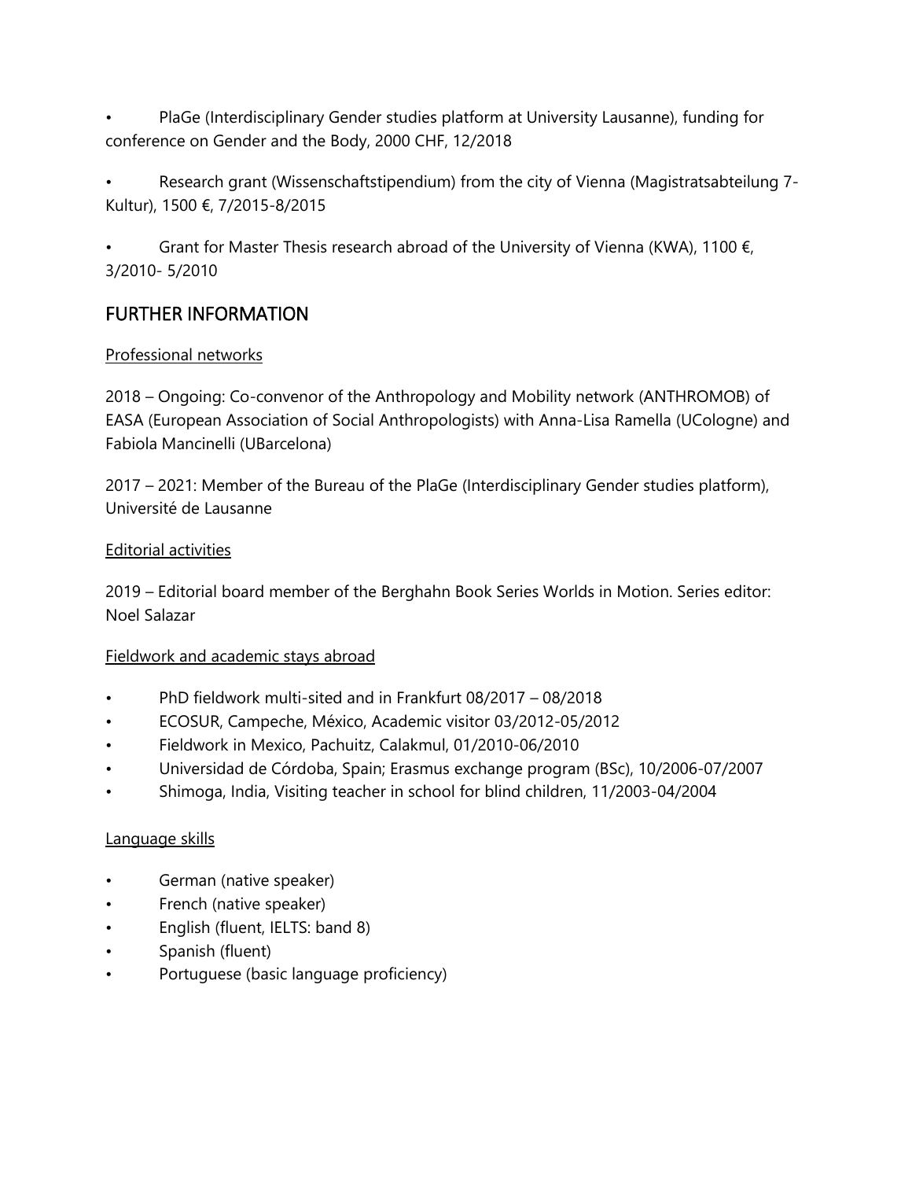- PlaGe (Interdisciplinary Gender studies platform at University Lausanne), funding for conference on Gender and the Body, 2000 CHF, 12/2018
- Research grant (Wissenschaftstipendium) from the city of Vienna (Magistratsabteilung 7-Kultur), 1500 €, 7/2015-8/2015
- Grant for Master Thesis research abroad of the University of Vienna (KWA), 1100 €, 3/2010- 5/2010

## FURTHER INFORMATION

<u>Professional networks</u>

2018 – Ongoing: Co-convenor of the Anthropology and Mobility network (ANTHROMOB) of EASA (European Association of Social Anthropologists) with Anna-Lisa Ramella (UCologne) and Fabiola Mancinelli (UBarcelona)

2017 – 2021: Member of the Bureau of the PlaGe (Interdisciplinary Gender studies platform), Université de Lausanne

<u>Editorial activities</u>

2019 – Editorial board member of the Berghahn Book Series Worlds in Motion. Series editor: Noel Salazar

<u>Fieldwork and academic stays abroad</u>

- PhD fieldwork multi-sited and in Frankfurt 08/2017 – 08/2018
- ECOSUR, Campeche, México, Academic visitor 03/2012-05/2012
- Fieldwork in Mexico, Pachuitz, Calakmul, 01/2010-06/2010
- Universidad de Córdoba, Spain; Erasmus exchange program (BSc), 10/2006-07/2007
- Shimoga, India, Visiting teacher in school for blind children, 11/2003-04/2004

<u>Language skills</u>

- German (native speaker)
- French (native speaker)
- English (fluent, IELTS: band 8)
- Spanish (fluent)
- Portuguese (basic language proficiency)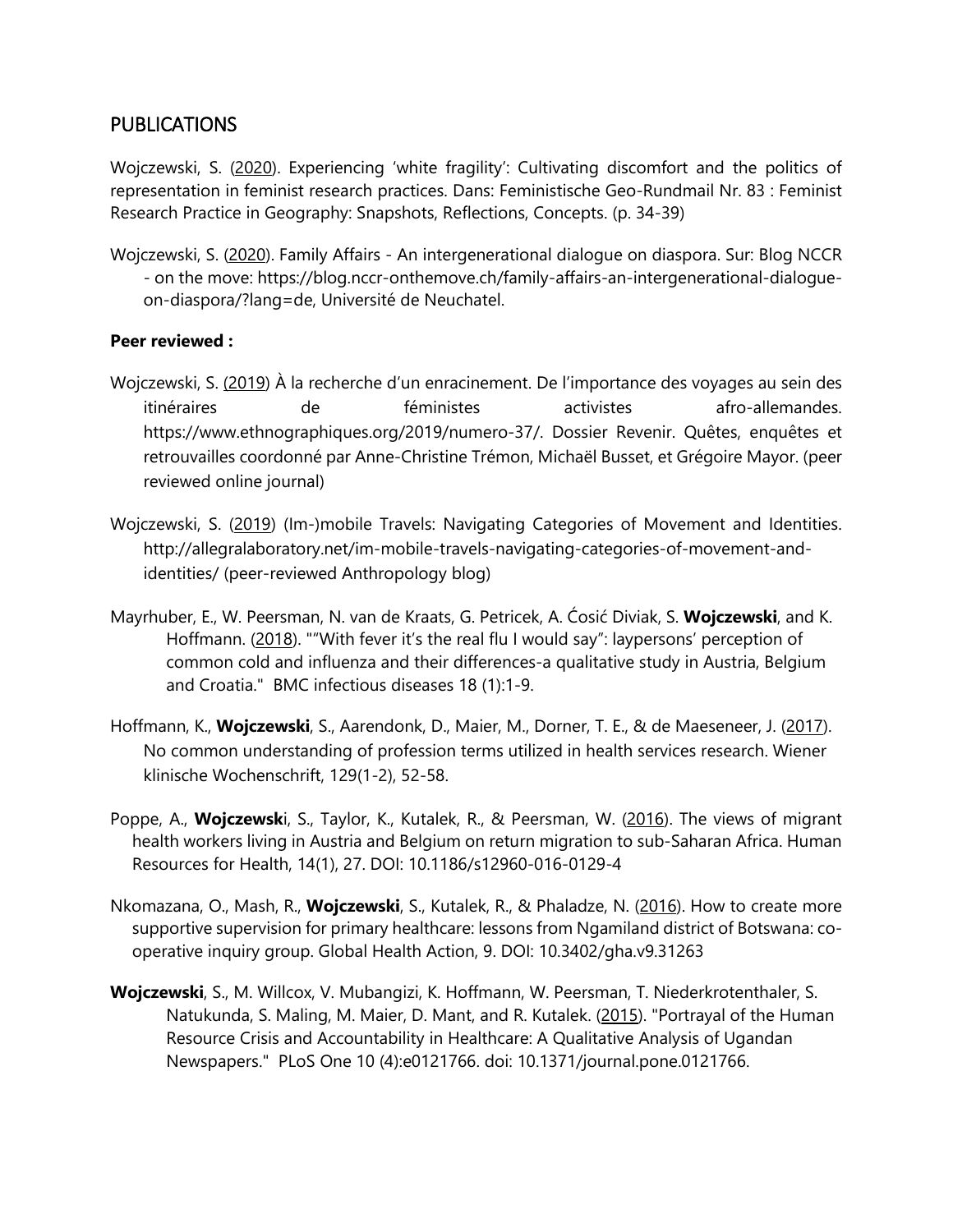## PUBLICATIONS

Wojczewski, S. (2020). Experiencing 'white fragility': Cultivating discomfort and the politics of representation in feminist research practices. Dans: Feministische Geo-Rundmail Nr. 83 : Feminist Research Practice in Geography: Snapshots, Reflections, Concepts. (p. 34-39)

Wojczewski, S. (2020). Family Affairs - An intergenerational dialogue on diaspora. Sur: Blog NCCR - on the move: https://blog.nccr-onthemove.ch/family-affairs-an-intergenerational-dialogue-on-diaspora/?lang=de, Université de Neuchatel.

**Peer reviewed :**

Wojczewski, S. (2019) À la recherche d'un enracinement. De l'importance des voyages au sein des itinéraires de féministes activistes afro-allemandes. https://www.ethnographiques.org/2019/numero-37/. Dossier Revenir. Quêtes, enquêtes et retrouvailles coordonné par Anne-Christine Trémon, Michaël Busset, et Grégoire Mayor. (peer reviewed online journal)

Wojczewski, S. (2019) (Im-)mobile Travels: Navigating Categories of Movement and Identities. http://allegralaboratory.net/im-mobile-travels-navigating-categories-of-movement-and-identities/ (peer-reviewed Anthropology blog)

Mayrhuber, E., W. Peersman, N. van de Kraats, G. Petricek, A. Ćosić Diviak, S. **Wojczewski**, and K. Hoffmann. (2018). ""With fever it's the real flu I would say": laypersons' perception of common cold and influenza and their differences-a qualitative study in Austria, Belgium and Croatia." BMC infectious diseases 18 (1):1-9.

Hoffmann, K., **Wojczewski**, S., Aarendonk, D., Maier, M., Dorner, T. E., & de Maeseneer, J. (2017). No common understanding of profession terms utilized in health services research. Wiener klinische Wochenschrift, 129(1-2), 52-58.

Poppe, A., **Wojczewsk**i, S., Taylor, K., Kutalek, R., & Peersman, W. (2016). The views of migrant health workers living in Austria and Belgium on return migration to sub-Saharan Africa. Human Resources for Health, 14(1), 27. DOI: 10.1186/s12960-016-0129-4

Nkomazana, O., Mash, R., **Wojczewski**, S., Kutalek, R., & Phaladze, N. (2016). How to create more supportive supervision for primary healthcare: lessons from Ngamiland district of Botswana: co-operative inquiry group. Global Health Action, 9. DOI: 10.3402/gha.v9.31263

**Wojczewski**, S., M. Willcox, V. Mubangizi, K. Hoffmann, W. Peersman, T. Niederkrotenthaler, S. Natukunda, S. Maling, M. Maier, D. Mant, and R. Kutalek. (2015). "Portrayal of the Human Resource Crisis and Accountability in Healthcare: A Qualitative Analysis of Ugandan Newspapers." PLoS One 10 (4):e0121766. doi: 10.1371/journal.pone.0121766.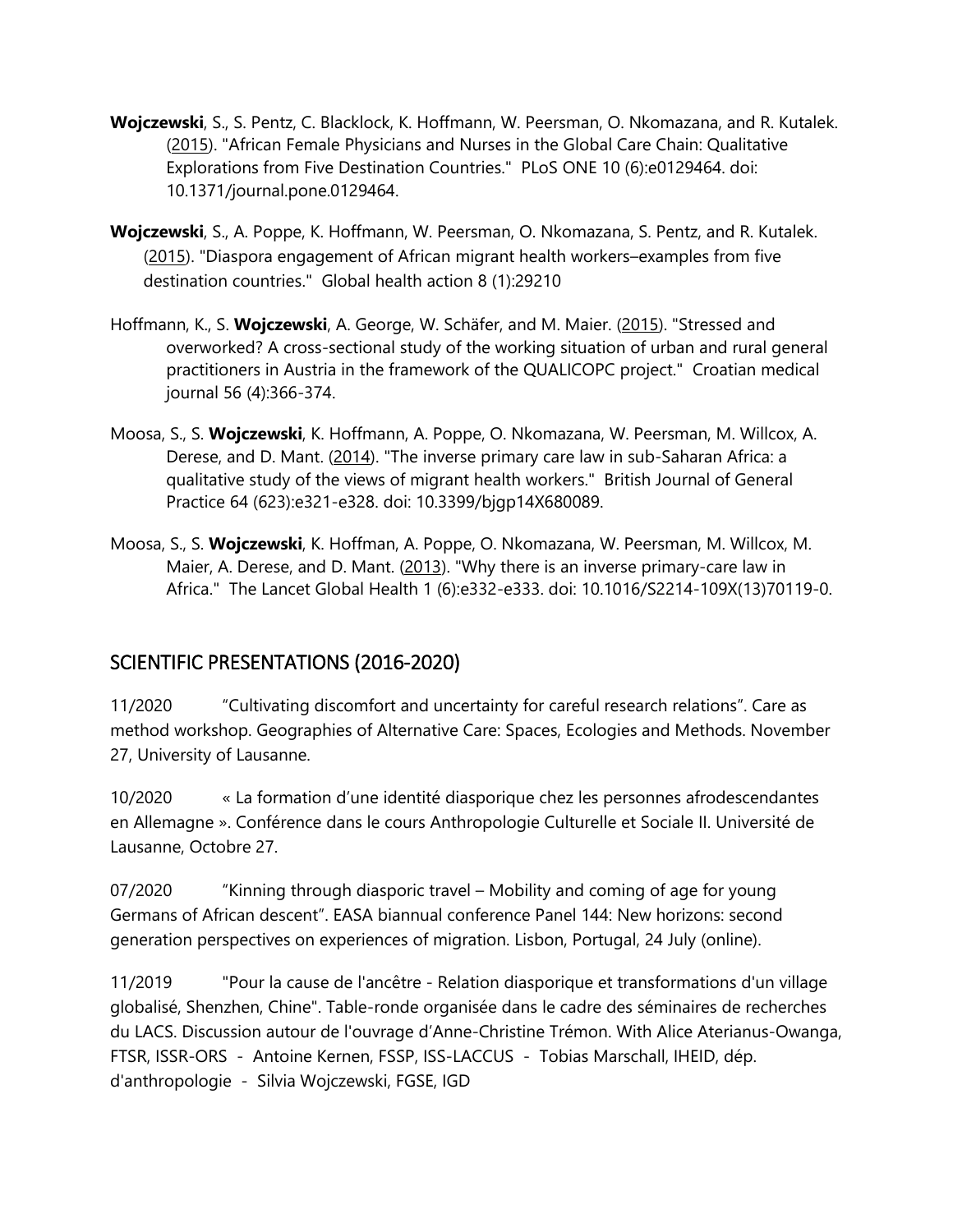**Wojczewski**, S., S. Pentz, C. Blacklock, K. Hoffmann, W. Peersman, O. Nkomazana, and R. Kutalek. (2015). "African Female Physicians and Nurses in the Global Care Chain: Qualitative Explorations from Five Destination Countries." PLoS ONE 10 (6):e0129464. doi: 10.1371/journal.pone.0129464.

**Wojczewski**, S., A. Poppe, K. Hoffmann, W. Peersman, O. Nkomazana, S. Pentz, and R. Kutalek. (2015). "Diaspora engagement of African migrant health workers–examples from five destination countries." Global health action 8 (1):29210

Hoffmann, K., S. **Wojczewski**, A. George, W. Schäfer, and M. Maier. (2015). "Stressed and overworked? A cross-sectional study of the working situation of urban and rural general practitioners in Austria in the framework of the QUALICOPC project." Croatian medical journal 56 (4):366-374.

Moosa, S., S. **Wojczewski**, K. Hoffmann, A. Poppe, O. Nkomazana, W. Peersman, M. Willcox, A. Derese, and D. Mant. (2014). "The inverse primary care law in sub-Saharan Africa: a qualitative study of the views of migrant health workers." British Journal of General Practice 64 (623):e321-e328. doi: 10.3399/bjgp14X680089.

Moosa, S., S. **Wojczewski**, K. Hoffman, A. Poppe, O. Nkomazana, W. Peersman, M. Willcox, M. Maier, A. Derese, and D. Mant. (2013). "Why there is an inverse primary-care law in Africa." The Lancet Global Health 1 (6):e332-e333. doi: 10.1016/S2214-109X(13)70119-0.

## SCIENTIFIC PRESENTATIONS (2016-2020)

11/2020 "Cultivating discomfort and uncertainty for careful research relations". Care as method workshop. Geographies of Alternative Care: Spaces, Ecologies and Methods. November 27, University of Lausanne.

10/2020 « La formation d'une identité diasporique chez les personnes afrodescendantes en Allemagne ». Conférence dans le cours Anthropologie Culturelle et Sociale II. Université de Lausanne, Octobre 27.

07/2020 "Kinning through diasporic travel – Mobility and coming of age for young Germans of African descent". EASA biannual conference Panel 144: New horizons: second generation perspectives on experiences of migration. Lisbon, Portugal, 24 July (online).

11/2019 "Pour la cause de l'ancêtre - Relation diasporique et transformations d'un village globalisé, Shenzhen, Chine". Table-ronde organisée dans le cadre des séminaires de recherches du LACS. Discussion autour de l'ouvrage d'Anne-Christine Trémon. With Alice Aterianus-Owanga, FTSR, ISSR-ORS - Antoine Kernen, FSSP, ISS-LACCUS - Tobias Marschall, IHEID, dép. d'anthropologie - Silvia Wojczewski, FGSE, IGD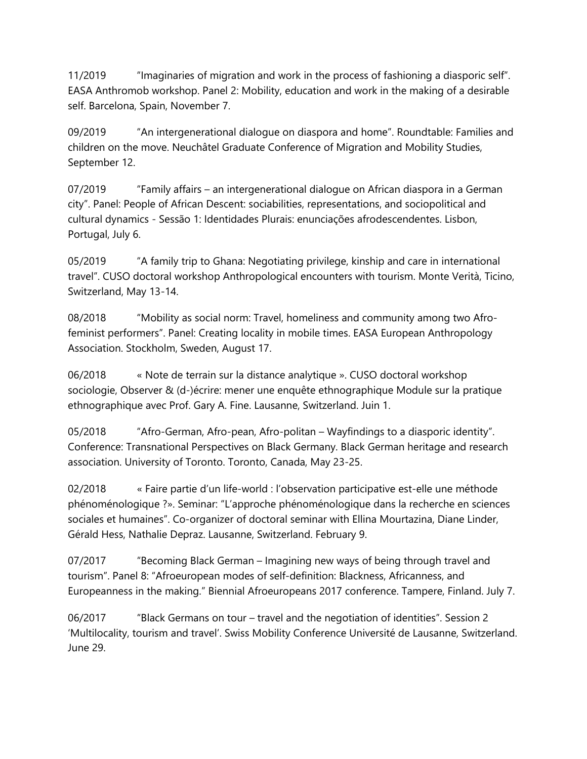11/2019 “Imaginaries of migration and work in the process of fashioning a diasporic self”. EASA Anthromob workshop. Panel 2: Mobility, education and work in the making of a desirable self. Barcelona, Spain, November 7.

09/2019 “An intergenerational dialogue on diaspora and home”. Roundtable: Families and children on the move. Neuchâtel Graduate Conference of Migration and Mobility Studies, September 12.

07/2019 “Family affairs – an intergenerational dialogue on African diaspora in a German city”. Panel: People of African Descent: sociabilities, representations, and sociopolitical and cultural dynamics - Sessão 1: Identidades Plurais: enunciações afrodescendentes. Lisbon, Portugal, July 6.

05/2019 “A family trip to Ghana: Negotiating privilege, kinship and care in international travel”. CUSO doctoral workshop Anthropological encounters with tourism. Monte Verità, Ticino, Switzerland, May 13-14.

08/2018 “Mobility as social norm: Travel, homeliness and community among two Afro-feminist performers”. Panel: Creating locality in mobile times. EASA European Anthropology Association. Stockholm, Sweden, August 17.

06/2018 « Note de terrain sur la distance analytique ». CUSO doctoral workshop sociologie, Observer & (d-)écrire: mener une enquête ethnographique Module sur la pratique ethnographique avec Prof. Gary A. Fine. Lausanne, Switzerland. Juin 1.

05/2018 “Afro-German, Afro-pean, Afro-politan – Wayfindings to a diasporic identity”. Conference: Transnational Perspectives on Black Germany. Black German heritage and research association. University of Toronto. Toronto, Canada, May 23-25.

02/2018 « Faire partie d’un life-world : l’observation participative est-elle une méthode phénoménologique ?». Seminar: “L’approche phénoménologique dans la recherche en sciences sociales et humaines”. Co-organizer of doctoral seminar with Ellina Mourtazina, Diane Linder, Gérald Hess, Nathalie Depraz. Lausanne, Switzerland. February 9.

07/2017 “Becoming Black German – Imagining new ways of being through travel and tourism”. Panel 8: “Afroeuropean modes of self-definition: Blackness, Africanness, and Europeanness in the making.” Biennial Afroeuropeans 2017 conference. Tampere, Finland. July 7.

06/2017 “Black Germans on tour – travel and the negotiation of identities”. Session 2 ‘Multilocality, tourism and travel’. Swiss Mobility Conference Université de Lausanne, Switzerland. June 29.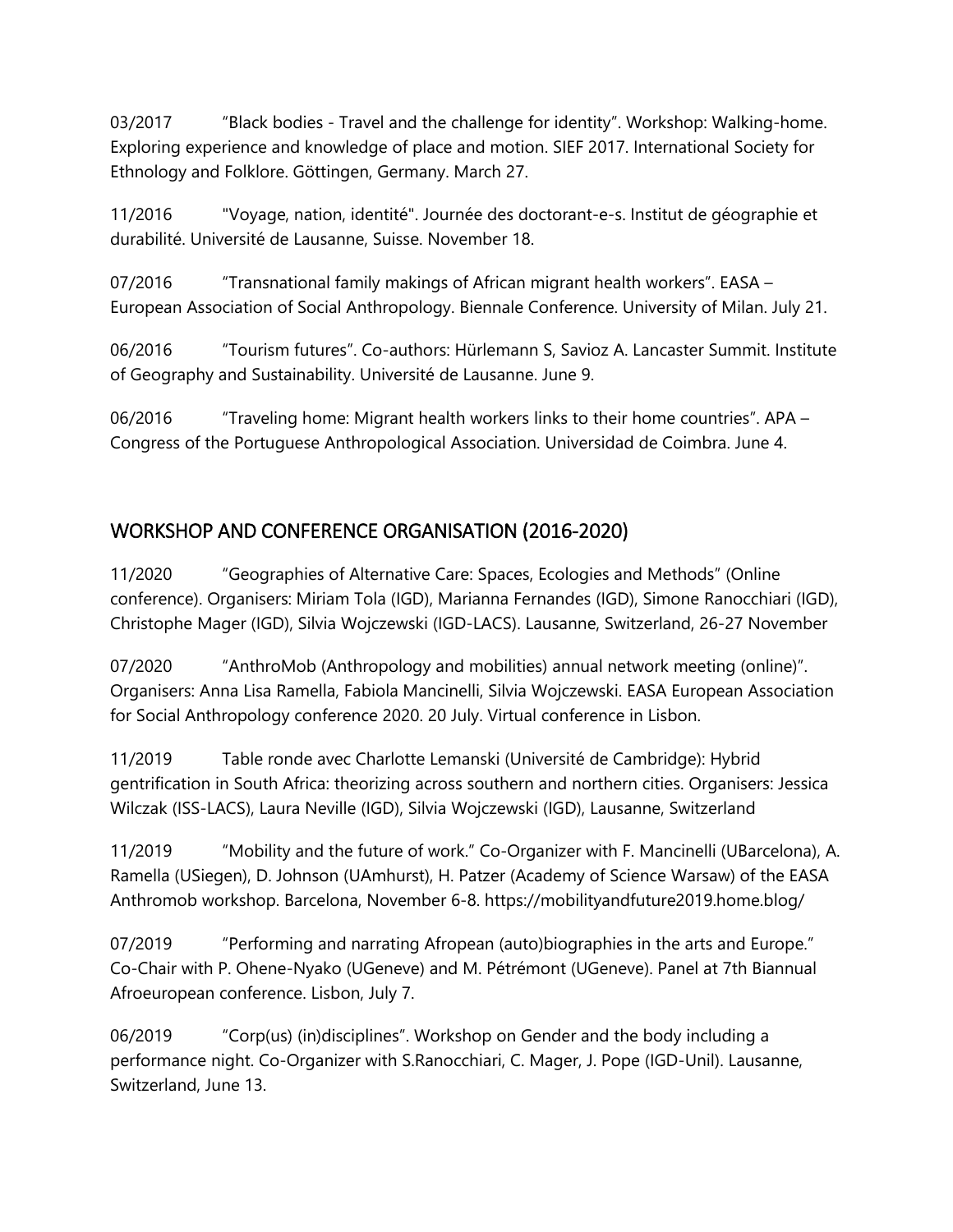03/2017 "Black bodies - Travel and the challenge for identity". Workshop: Walking-home. Exploring experience and knowledge of place and motion. SIEF 2017. International Society for Ethnology and Folklore. Göttingen, Germany. March 27.

11/2016 "Voyage, nation, identité". Journée des doctorant-e-s. Institut de géographie et durabilité. Université de Lausanne, Suisse. November 18.

07/2016 "Transnational family makings of African migrant health workers". EASA – European Association of Social Anthropology. Biennale Conference. University of Milan. July 21.

06/2016 "Tourism futures". Co-authors: Hürlemann S, Savioz A. Lancaster Summit. Institute of Geography and Sustainability. Université de Lausanne. June 9.

06/2016 "Traveling home: Migrant health workers links to their home countries". APA – Congress of the Portuguese Anthropological Association. Universidad de Coimbra. June 4.

## WORKSHOP AND CONFERENCE ORGANISATION (2016-2020)

11/2020 "Geographies of Alternative Care: Spaces, Ecologies and Methods" (Online conference). Organisers: Miriam Tola (IGD), Marianna Fernandes (IGD), Simone Ranocchiari (IGD), Christophe Mager (IGD), Silvia Wojczewski (IGD-LACS). Lausanne, Switzerland, 26-27 November

07/2020 "AnthroMob (Anthropology and mobilities) annual network meeting (online)". Organisers: Anna Lisa Ramella, Fabiola Mancinelli, Silvia Wojczewski. EASA European Association for Social Anthropology conference 2020. 20 July. Virtual conference in Lisbon.

11/2019 Table ronde avec Charlotte Lemanski (Université de Cambridge): Hybrid gentrification in South Africa: theorizing across southern and northern cities. Organisers: Jessica Wilczak (ISS-LACS), Laura Neville (IGD), Silvia Wojczewski (IGD), Lausanne, Switzerland

11/2019 "Mobility and the future of work." Co-Organizer with F. Mancinelli (UBarcelona), A. Ramella (USiegen), D. Johnson (UAmhurst), H. Patzer (Academy of Science Warsaw) of the EASA Anthromob workshop. Barcelona, November 6-8. https://mobilityandfuture2019.home.blog/

07/2019 "Performing and narrating Afropean (auto)biographies in the arts and Europe." Co-Chair with P. Ohene-Nyako (UGeneve) and M. Pétrémont (UGeneve). Panel at 7th Biannual Afroeuropean conference. Lisbon, July 7.

06/2019 "Corp(us) (in)disciplines". Workshop on Gender and the body including a performance night. Co-Organizer with S.Ranocchiari, C. Mager, J. Pope (IGD-Unil). Lausanne, Switzerland, June 13.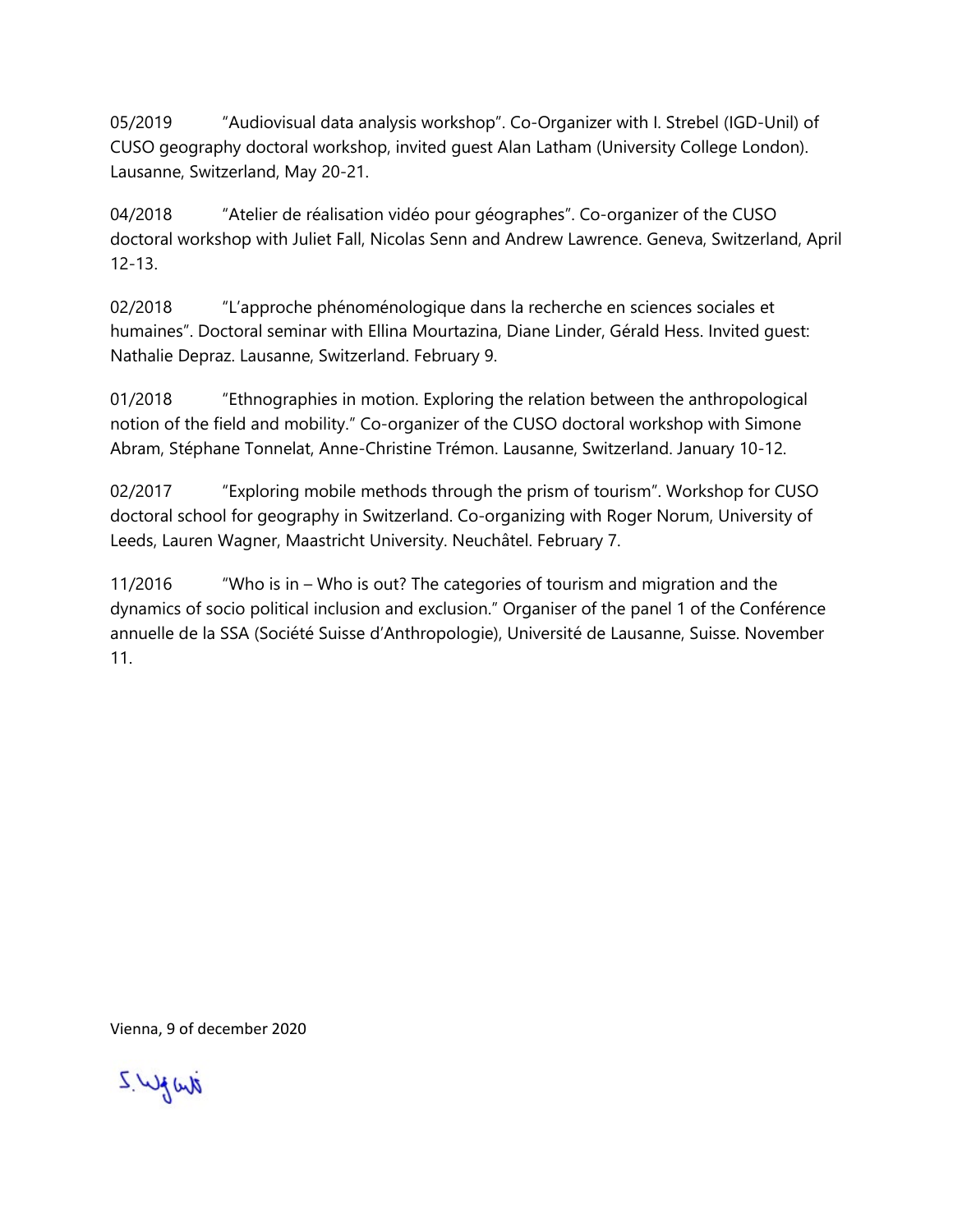05/2019 “Audiovisual data analysis workshop”. Co-Organizer with I. Strebel (IGD-Unil) of CUSO geography doctoral workshop, invited guest Alan Latham (University College London). Lausanne, Switzerland, May 20-21.

04/2018 “Atelier de réalisation vidéo pour géographes”. Co-organizer of the CUSO doctoral workshop with Juliet Fall, Nicolas Senn and Andrew Lawrence. Geneva, Switzerland, April 12-13.

02/2018 “L’approche phénoménologique dans la recherche en sciences sociales et humaines”. Doctoral seminar with Ellina Mourtazina, Diane Linder, Gérald Hess. Invited guest: Nathalie Depraz. Lausanne, Switzerland. February 9.

01/2018 “Ethnographies in motion. Exploring the relation between the anthropological notion of the field and mobility.” Co-organizer of the CUSO doctoral workshop with Simone Abram, Stéphane Tonnelat, Anne-Christine Trémon. Lausanne, Switzerland. January 10-12.

02/2017 “Exploring mobile methods through the prism of tourism”. Workshop for CUSO doctoral school for geography in Switzerland. Co-organizing with Roger Norum, University of Leeds, Lauren Wagner, Maastricht University. Neuchâtel. February 7.

11/2016 “Who is in – Who is out? The categories of tourism and migration and the dynamics of socio political inclusion and exclusion.” Organiser of the panel 1 of the Conférence annuelle de la SSA (Société Suisse d’Anthropologie), Université de Lausanne, Suisse. November 11.

Vienna, 9 of december 2020

S. Wyss